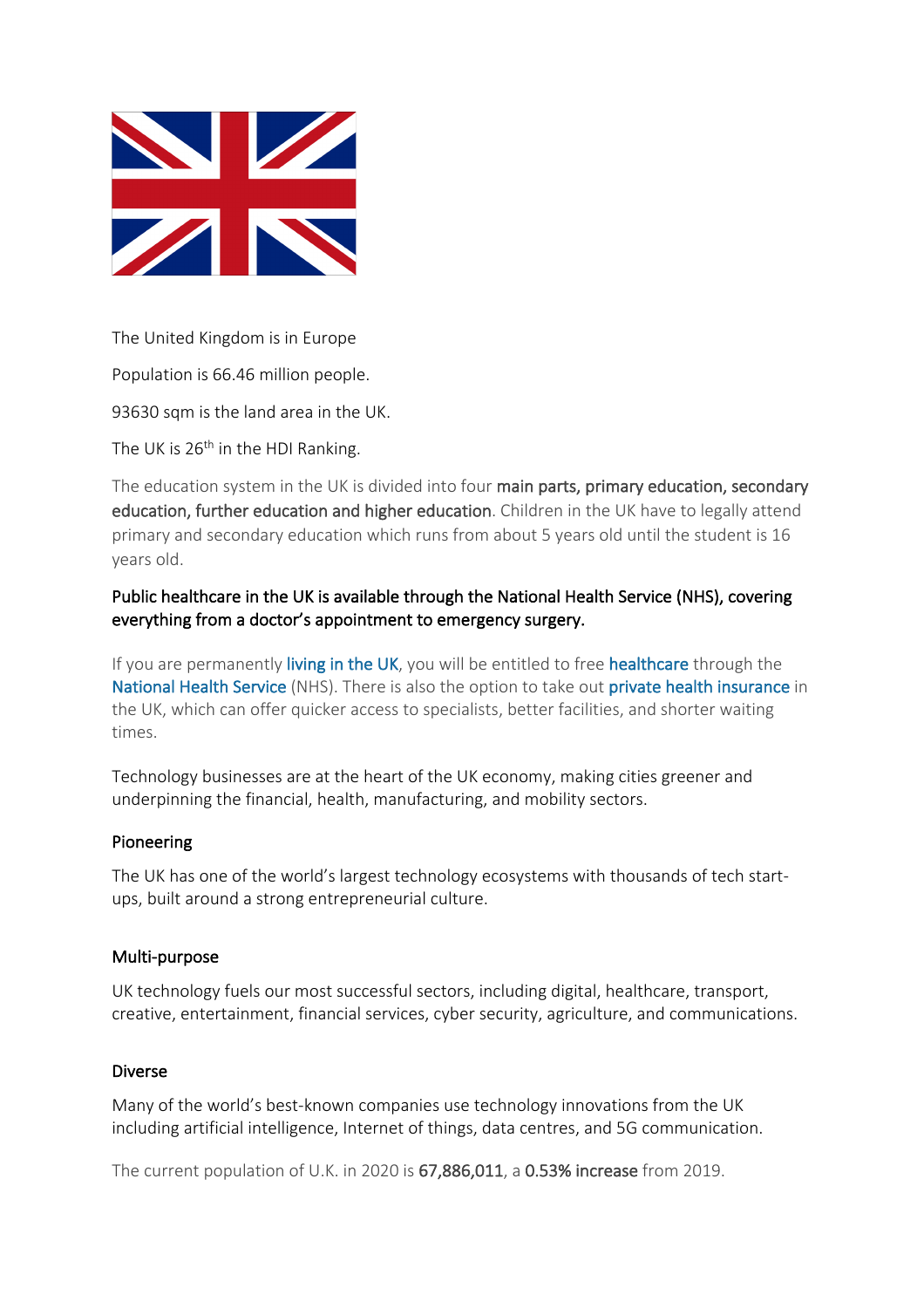The United Kingdom is in Europe

Population is 66.46 million people.

93630 sqm is the land area in the UK.

The UK is 26th in the HDI Ranking.

The education system in the UK is divided into four **main parts, primary education, secondary education, further education and higher education**. Children in the UK have to legally attend primary and secondary education which runs from about 5 years old until the student is 16 years old.

Public healthcare in the UK is available through the National Health Service (NHS), covering everything from a doctor's appointment to emergency surgery.

If you are permanently living in the UK, you will be entitled to free healthcare through the National Health Service (NHS). There is also the option to take out private health insurance in the UK, which can offer quicker access to specialists, better facilities, and shorter waiting times.

Technology businesses are at the heart of the UK economy, making cities greener and underpinning the financial, health, manufacturing, and mobility sectors.

### Pioneering

The UK has one of the world's largest technology ecosystems with thousands of tech start-ups, built around a strong entrepreneurial culture.

### Multi-purpose

UK technology fuels our most successful sectors, including digital, healthcare, transport, creative, entertainment, financial services, cyber security, agriculture, and communications.

### Diverse

Many of the world's best-known companies use technology innovations from the UK including artificial intelligence, Internet of things, data centres, and 5G communication.

The current population of U.K. in 2020 is **67,886,011**, a **0.53% increase** from 2019.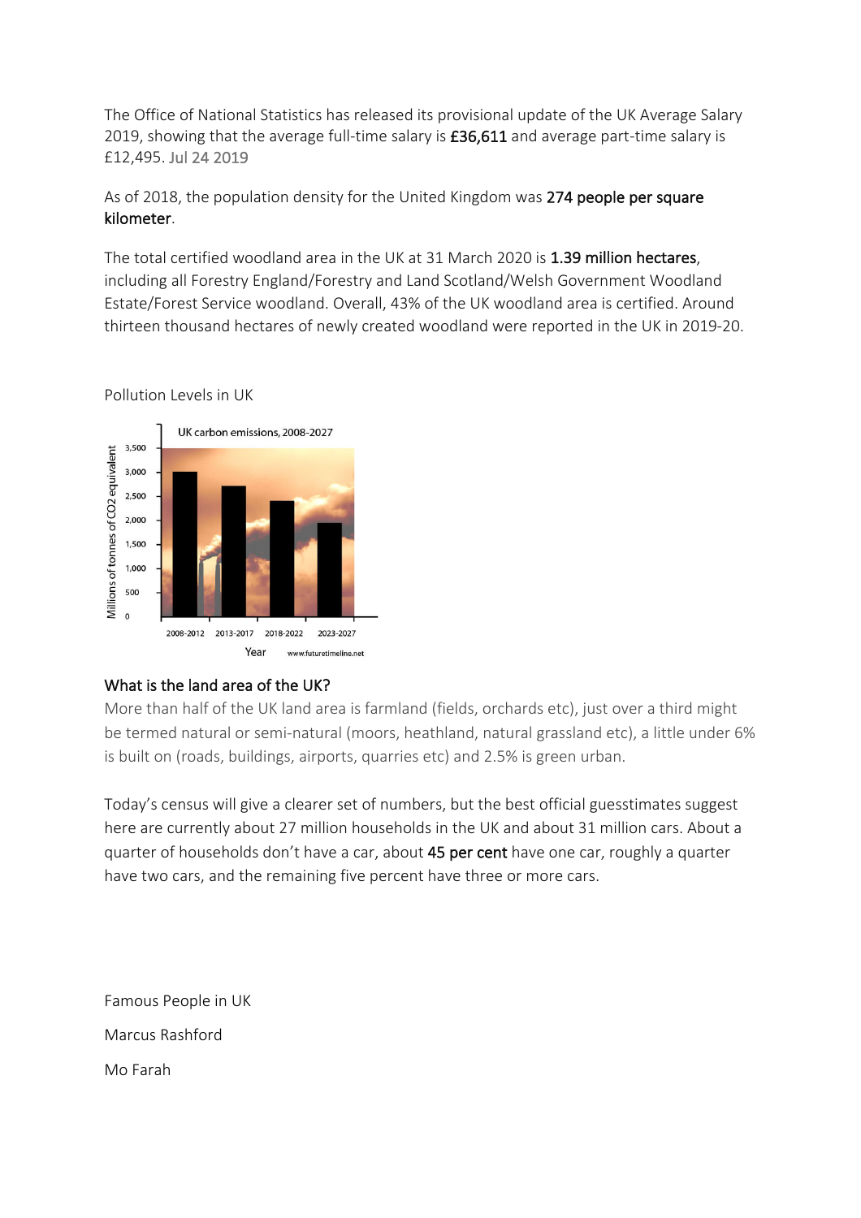The Office of National Statistics has released its provisional update of the UK Average Salary 2019, showing that the average full-time salary is **£36,611** and average part-time salary is £12,495. Jul 24 2019

As of 2018, the population density for the United Kingdom was **274 people per square kilometer**.

The total certified woodland area in the UK at 31 March 2020 is **1.39 million hectares**, including all Forestry England/Forestry and Land Scotland/Welsh Government Woodland Estate/Forest Service woodland. Overall, 43% of the UK woodland area is certified. Around thirteen thousand hectares of newly created woodland were reported in the UK in 2019-20.

Pollution Levels in UK

UK carbon emissions, 2008-2027

### What is the land area of the UK?

More than half of the UK land area is farmland (fields, orchards etc), just over a third might be termed natural or semi-natural (moors, heathland, natural grassland etc), a little under 6% is built on (roads, buildings, airports, quarries etc) and 2.5% is green urban.

Today's census will give a clearer set of numbers, but the best official guesstimates suggest here are currently about 27 million households in the UK and about 31 million cars. About a quarter of households don't have a car, about **45 per cent** have one car, roughly a quarter have two cars, and the remaining five percent have three or more cars.

Famous People in UK

Marcus Rashford

Mo Farah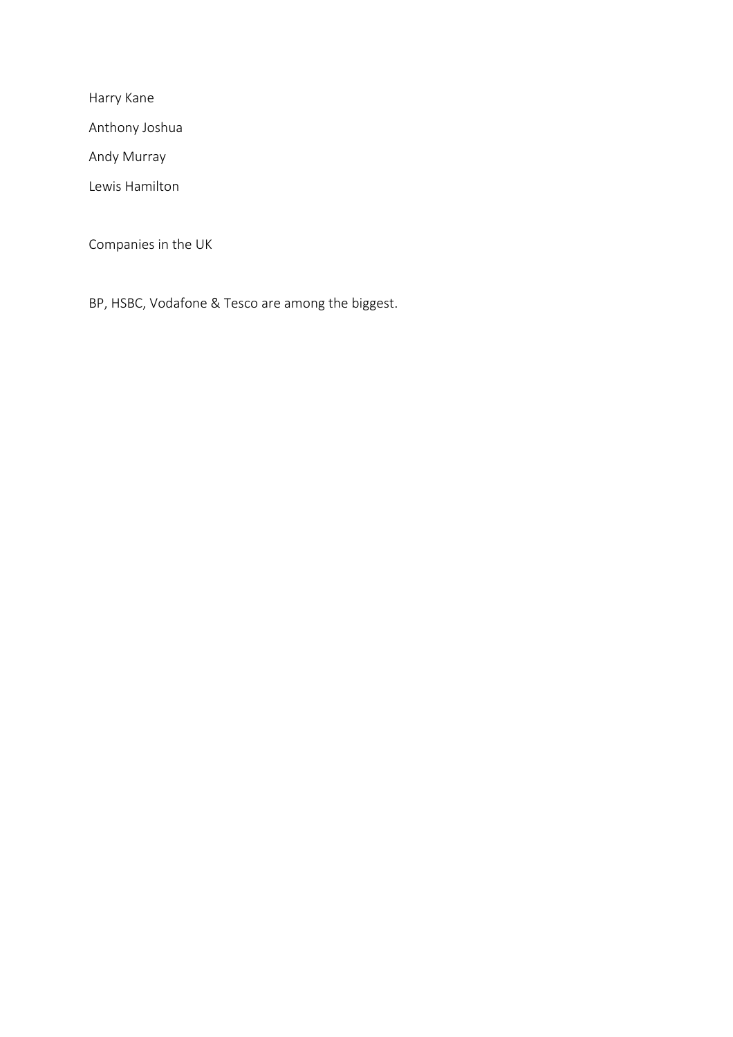Harry Kane

Anthony Joshua

Andy Murray

Lewis Hamilton

Companies in the UK

BP, HSBC, Vodafone & Tesco are among the biggest.